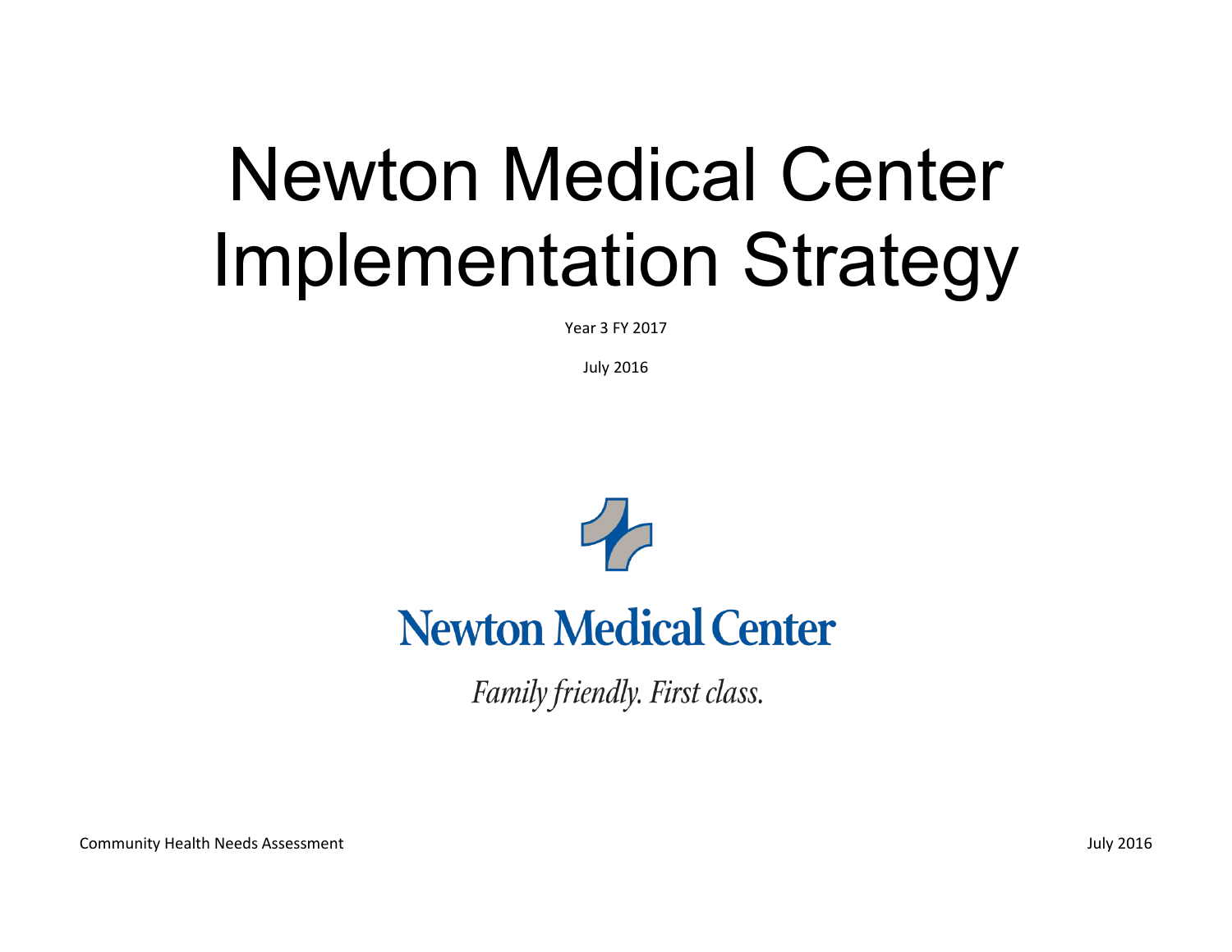# Newton Medical Center Implementation Strategy

Year 3 FY 2017

July 2016

Newton Medical Center

*Family friendly. First class.*

Community Health Needs Assessment

July 2016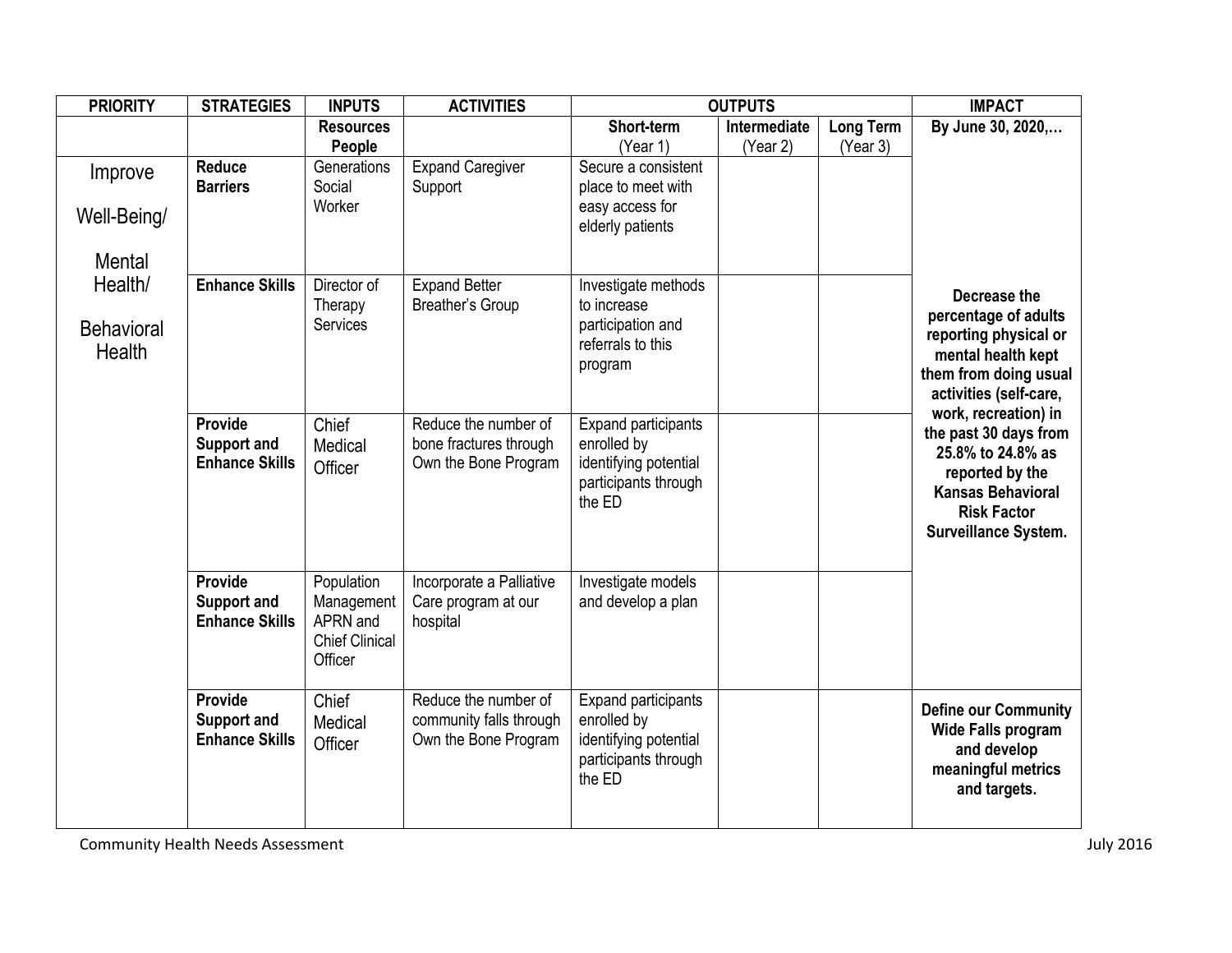| PRIORITY | STRATEGIES | INPUTS | ACTIVITIES | OUTPUTS | | | IMPACT |
|---|---|---|---|---|---|---|---|
| | | **Resources People** | | **Short-term** (Year 1) | **Intermediate** (Year 2) | **Long Term** (Year 3) | **By June 30, 2020,…** |
| Improve Well-Being/ Mental Health/ Behavioral Health | **Reduce Barriers** | Generations Social Worker | Expand Caregiver Support | Secure a consistent place to meet with easy access for elderly patients | | | **Decrease the percentage of adults reporting physical or mental health kept them from doing usual activities (self-care, work, recreation) in the past 30 days from 25.8% to 24.8% as reported by the Kansas Behavioral Risk Factor Surveillance System.** |
| | **Enhance Skills** | Director of Therapy Services | Expand Better Breather's Group | Investigate methods to increase participation and referrals to this program | | | |
| | **Provide Support and Enhance Skills** | Chief Medical Officer | Reduce the number of bone fractures through Own the Bone Program | Expand participants enrolled by identifying potential participants through the ED | | | |
| | **Provide Support and Enhance Skills** | Population Management APRN and Chief Clinical Officer | Incorporate a Palliative Care program at our hospital | Investigate models and develop a plan | | | |
| | **Provide Support and Enhance Skills** | Chief Medical Officer | Reduce the number of community falls through Own the Bone Program | Expand participants enrolled by identifying potential participants through the ED | | | **Define our Community Wide Falls program and develop meaningful metrics and targets.** |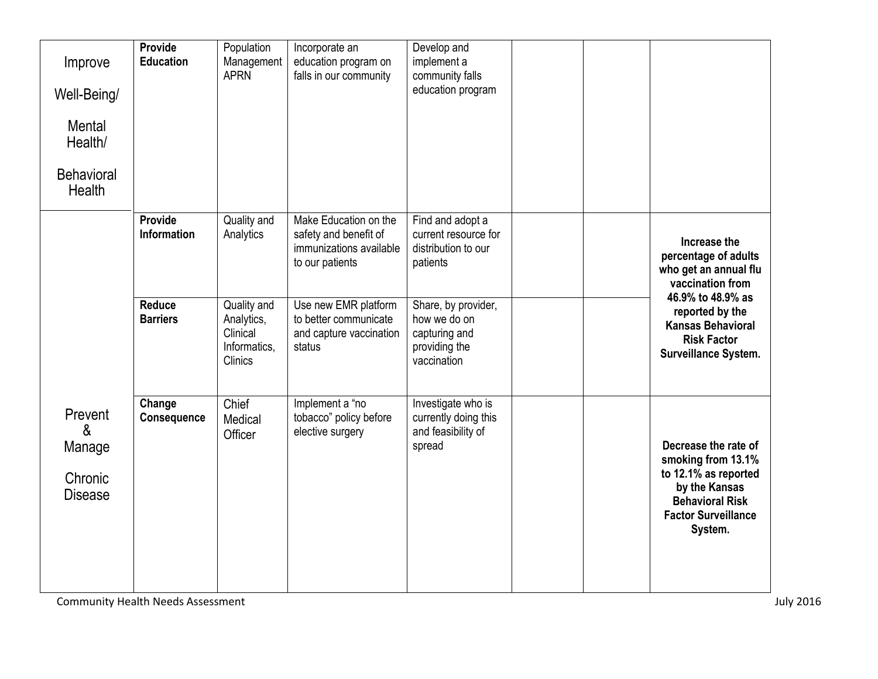| | | | | | | | |
|---|---|---|---|---|---|---|---|
| Improve Well-Being/ Mental Health/ Behavioral Health | **Provide Education** | Population Management APRN | Incorporate an education program on falls in our community | Develop and implement a community falls education program | | | |
| Prevent & Manage Chronic Disease | **Provide Information** | Quality and Analytics | Make Education on the safety and benefit of immunizations available to our patients | Find and adopt a current resource for distribution to our patients | | | **Increase the percentage of adults who get an annual flu vaccination from 46.9% to 48.9% as reported by the Kansas Behavioral Risk Factor Surveillance System.** |
| | **Reduce Barriers** | Quality and Analytics, Clinical Informatics, Clinics | Use new EMR platform to better communicate and capture vaccination status | Share, by provider, how we do on capturing and providing the vaccination | | | |
| | **Change Consequence** | Chief Medical Officer | Implement a “no tobacco” policy before elective surgery | Investigate who is currently doing this and feasibility of spread | | | **Decrease the rate of smoking from 13.1% to 12.1% as reported by the Kansas Behavioral Risk Factor Surveillance System.** |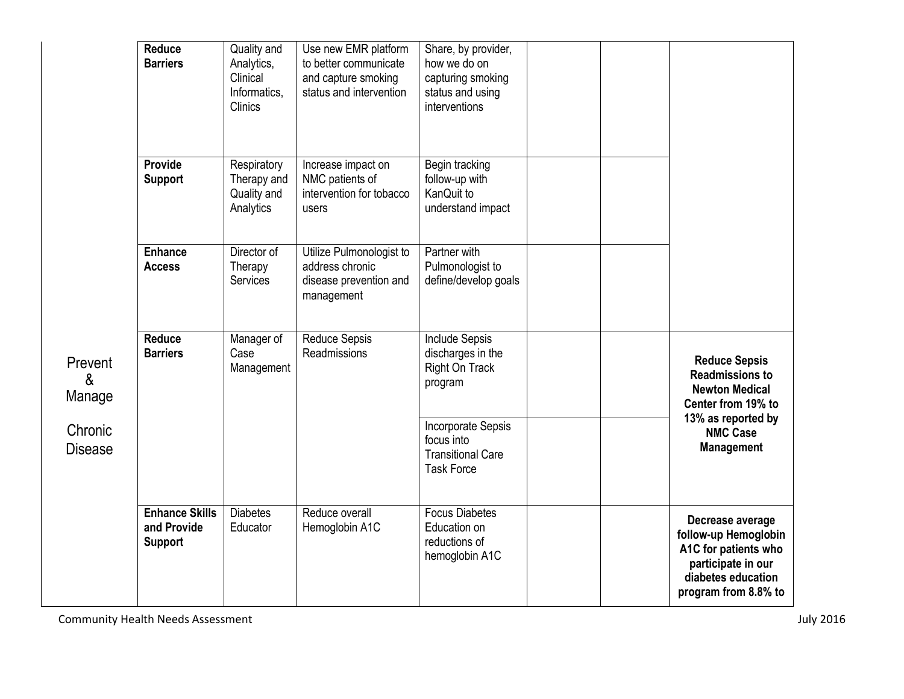| | | | | | | | |
|---|---|---|---|---|---|---|---|
| | **Reduce Barriers** | Quality and Analytics, Clinical Informatics, Clinics | Use new EMR platform to better communicate and capture smoking status and intervention | Share, by provider, how we do on capturing smoking status and using interventions | | | |
| | **Provide Support** | Respiratory Therapy and Quality and Analytics | Increase impact on NMC patients of intervention for tobacco users | Begin tracking follow-up with KanQuit to understand impact | | | |
| | **Enhance Access** | Director of Therapy Services | Utilize Pulmonologist to address chronic disease prevention and management | Partner with Pulmonologist to define/develop goals | | | |
| Prevent & Manage Chronic Disease | **Reduce Barriers** | Manager of Case Management | Reduce Sepsis Readmissions | Include Sepsis discharges in the Right On Track program | | | **Reduce Sepsis Readmissions to Newton Medical Center from 19% to 13% as reported by NMC Case Management** |
| | | | | Incorporate Sepsis focus into Transitional Care Task Force | | | |
| | **Enhance Skills and Provide Support** | Diabetes Educator | Reduce overall Hemoglobin A1C | Focus Diabetes Education on reductions of hemoglobin A1C | | | **Decrease average follow-up Hemoglobin A1C for patients who participate in our diabetes education program from 8.8% to** |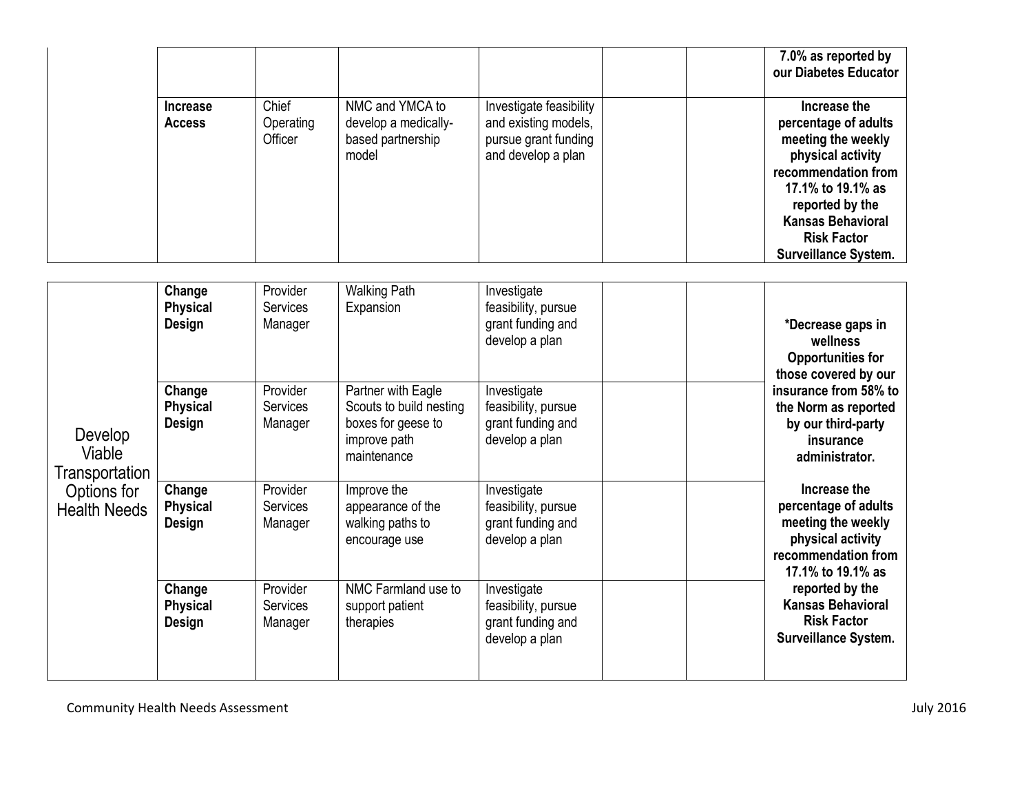| | | | | | | |
|---|---|---|---|---|---|---|
| | | | | | | **7.0% as reported by our Diabetes Educator** |
| | **Increase Access** | Chief Operating Officer | NMC and YMCA to develop a medically-based partnership model | Investigate feasibility and existing models, pursue grant funding and develop a plan | | | **Increase the percentage of adults meeting the weekly physical activity recommendation from 17.1% to 19.1% as reported by the Kansas Behavioral Risk Factor Surveillance System.** |

| | | | | | | | |
|---|---|---|---|---|---|---|---|
| Develop Viable Transportation Options for Health Needs | **Change Physical Design** | Provider Services Manager | Walking Path Expansion | Investigate feasibility, pursue grant funding and develop a plan | | | **\*Decrease gaps in wellness Opportunities for those covered by our insurance from 58% to the Norm as reported by our third-party insurance administrator.**<br><br>**Increase the percentage of adults meeting the weekly physical activity recommendation from 17.1% to 19.1% as reported by the Kansas Behavioral Risk Factor Surveillance System.** |
| | **Change Physical Design** | Provider Services Manager | Partner with Eagle Scouts to build nesting boxes for geese to improve path maintenance | Investigate feasibility, pursue grant funding and develop a plan | | | |
| | **Change Physical Design** | Provider Services Manager | Improve the appearance of the walking paths to encourage use | Investigate feasibility, pursue grant funding and develop a plan | | | |
| | **Change Physical Design** | Provider Services Manager | NMC Farmland use to support patient therapies | Investigate feasibility, pursue grant funding and develop a plan | | | |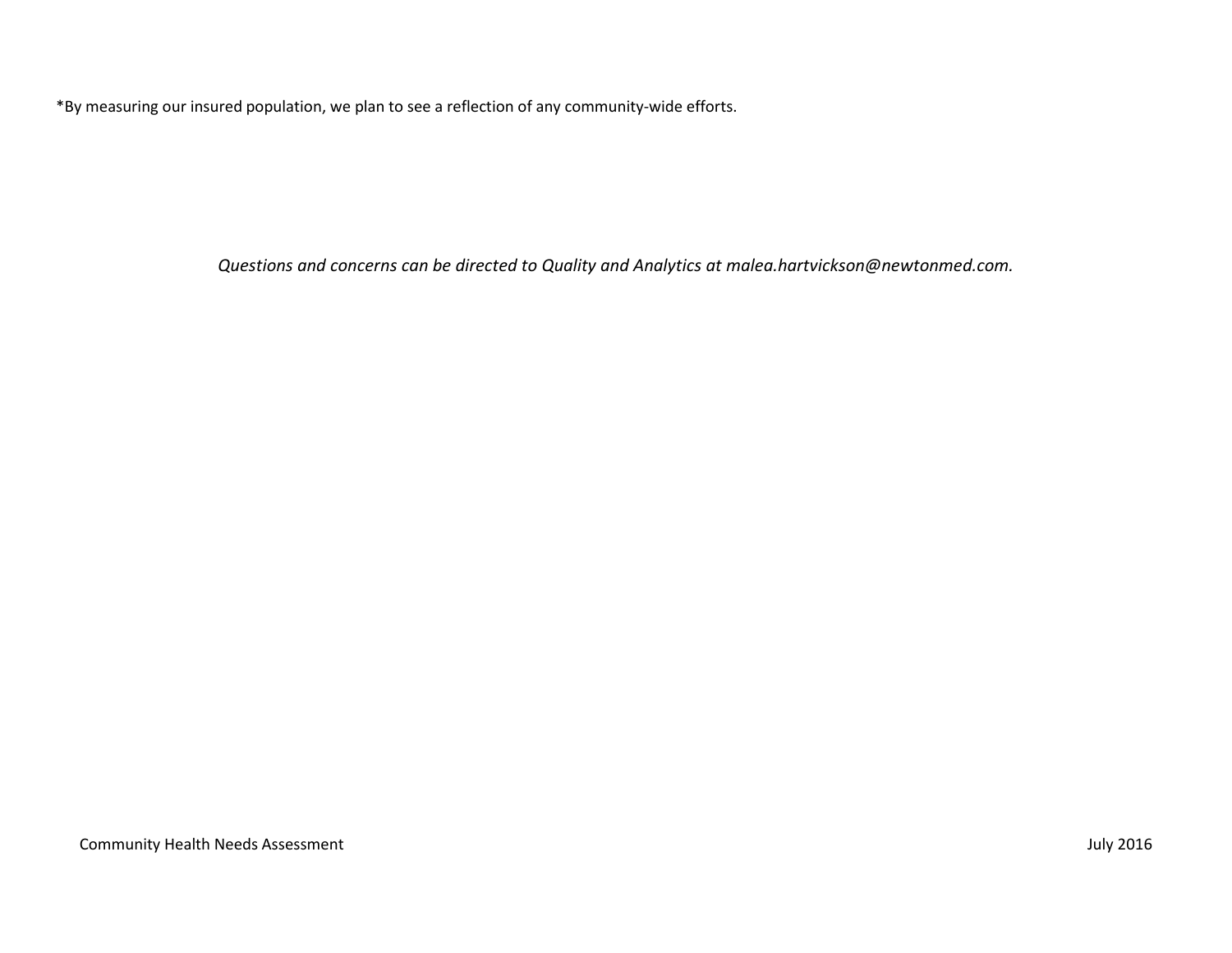*By measuring our insured population, we plan to see a reflection of any community-wide efforts.

*Questions and concerns can be directed to Quality and Analytics at malea.hartvickson@newtonmed.com.*